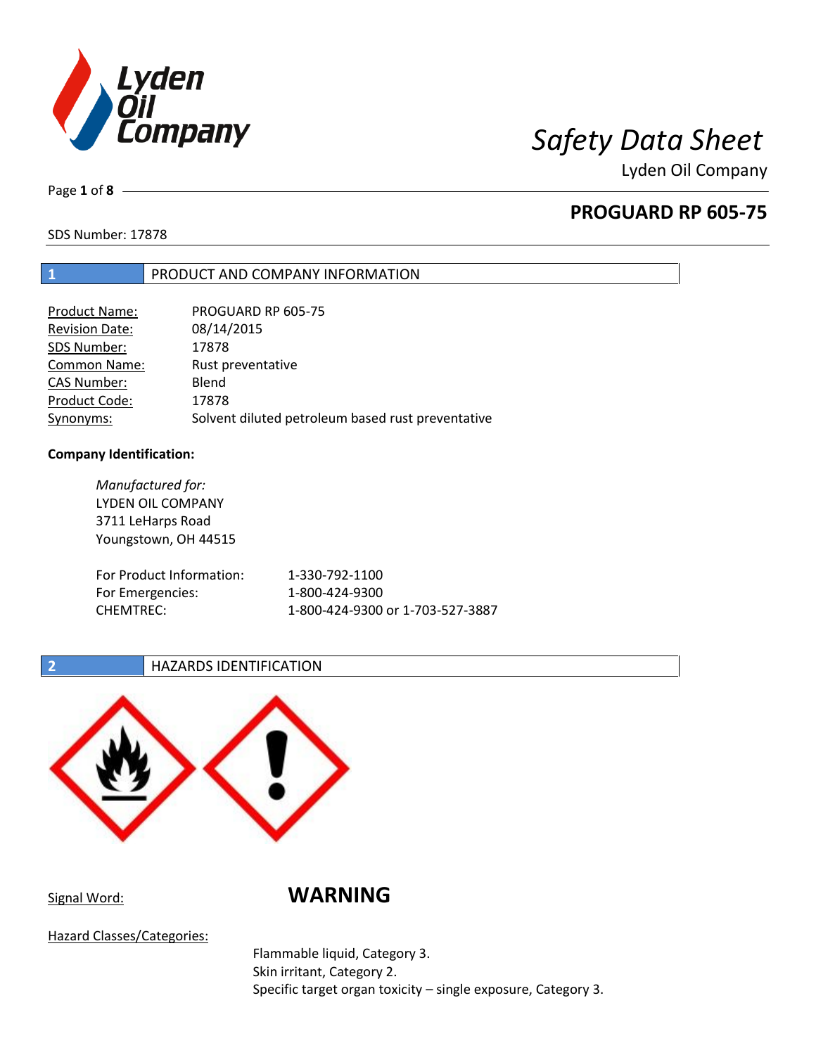# Safety Data Sheet

Lyden Oil Company

## PROGUARD RP 605-75

SDS Number: 17878

## 1 PRODUCT AND COMPANY INFORMATION

| | |
|---|---|
| Product Name: | PROGUARD RP 605-75 |
| Revision Date: | 08/14/2015 |
| SDS Number: | 17878 |
| Common Name: | Rust preventative |
| CAS Number: | Blend |
| Product Code: | 17878 |
| Synonyms: | Solvent diluted petroleum based rust preventative |

**Company Identification:**

*Manufactured for:*
LYDEN OIL COMPANY
3711 LeHarps Road
Youngstown, OH 44515

| | |
|---|---|
| For Product Information: | 1-330-792-1100 |
| For Emergencies: | 1-800-424-9300 |
| CHEMTREC: | 1-800-424-9300 or 1-703-527-3887 |

## 2 HAZARDS IDENTIFICATION

Signal Word: **WARNING**

Hazard Classes/Categories:

Flammable liquid, Category 3.
Skin irritant, Category 2.
Specific target organ toxicity – single exposure, Category 3.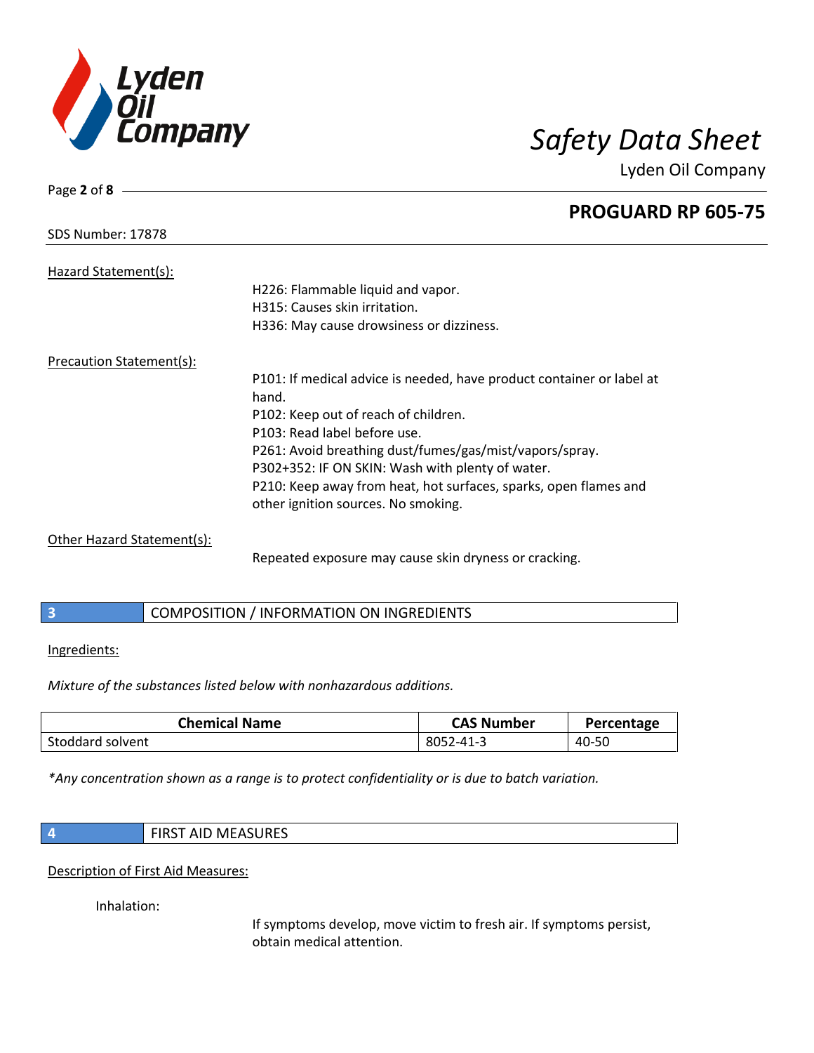Hazard Statement(s):

H226: Flammable liquid and vapor.
H315: Causes skin irritation.
H336: May cause drowsiness or dizziness.

Precaution Statement(s):

P101: If medical advice is needed, have product container or label at hand.
P102: Keep out of reach of children.
P103: Read label before use.
P261: Avoid breathing dust/fumes/gas/mist/vapors/spray.
P302+352: IF ON SKIN: Wash with plenty of water.
P210: Keep away from heat, hot surfaces, sparks, open flames and other ignition sources. No smoking.

Other Hazard Statement(s):

Repeated exposure may cause skin dryness or cracking.

## 3 COMPOSITION / INFORMATION ON INGREDIENTS

Ingredients:

*Mixture of the substances listed below with nonhazardous additions.*

| Chemical Name | CAS Number | Percentage |
|---|---|---|
| Stoddard solvent | 8052-41-3 | 40-50 |

*\*Any concentration shown as a range is to protect confidentiality or is due to batch variation.*

## 4 FIRST AID MEASURES

Description of First Aid Measures:

Inhalation:

If symptoms develop, move victim to fresh air. If symptoms persist, obtain medical attention.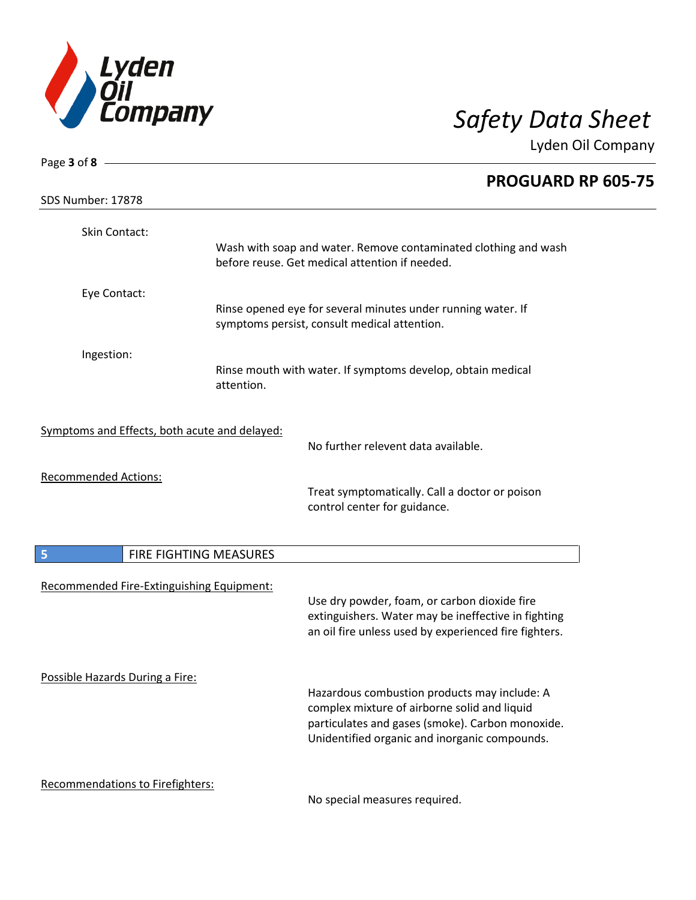Skin Contact:

Wash with soap and water. Remove contaminated clothing and wash before reuse. Get medical attention if needed.

Eye Contact:

Rinse opened eye for several minutes under running water. If symptoms persist, consult medical attention.

Ingestion:

Rinse mouth with water. If symptoms develop, obtain medical attention.

Symptoms and Effects, both acute and delayed:

No further relevent data available.

Recommended Actions:

Treat symptomatically. Call a doctor or poison control center for guidance.

## 5 FIRE FIGHTING MEASURES

Recommended Fire-Extinguishing Equipment:

Use dry powder, foam, or carbon dioxide fire extinguishers. Water may be ineffective in fighting an oil fire unless used by experienced fire fighters.

Possible Hazards During a Fire:

Hazardous combustion products may include: A complex mixture of airborne solid and liquid particulates and gases (smoke). Carbon monoxide. Unidentified organic and inorganic compounds.

Recommendations to Firefighters:

No special measures required.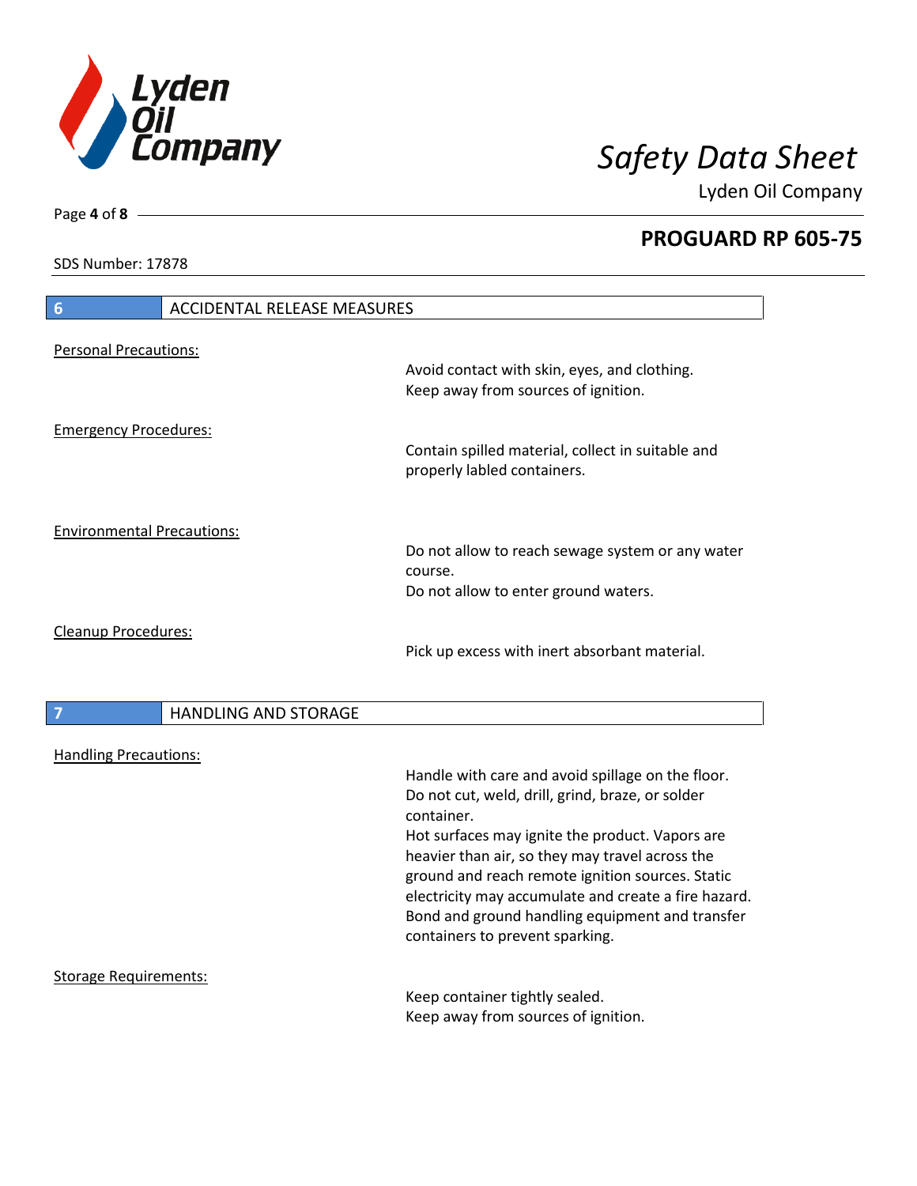SDS Number: 17878

## 6 ACCIDENTAL RELEASE MEASURES

Personal Precautions:

Avoid contact with skin, eyes, and clothing.
Keep away from sources of ignition.

Emergency Procedures:

Contain spilled material, collect in suitable and properly labled containers.

Environmental Precautions:

Do not allow to reach sewage system or any water course.
Do not allow to enter ground waters.

Cleanup Procedures:

Pick up excess with inert absorbant material.

## 7 HANDLING AND STORAGE

Handling Precautions:

Handle with care and avoid spillage on the floor.
Do not cut, weld, drill, grind, braze, or solder container.
Hot surfaces may ignite the product. Vapors are heavier than air, so they may travel across the ground and reach remote ignition sources. Static electricity may accumulate and create a fire hazard. Bond and ground handling equipment and transfer containers to prevent sparking.

Storage Requirements:

Keep container tightly sealed.
Keep away from sources of ignition.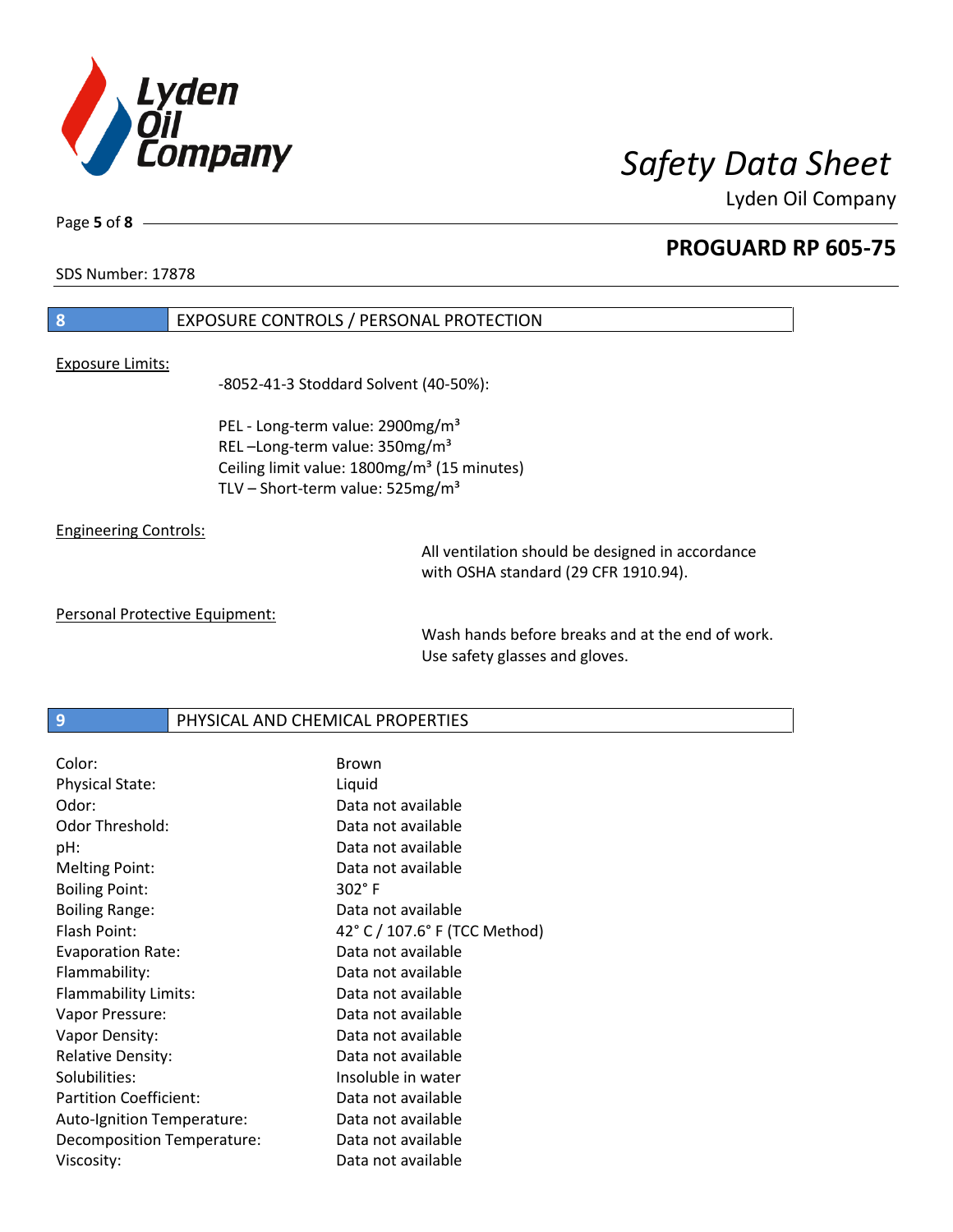## 8 EXPOSURE CONTROLS / PERSONAL PROTECTION

Exposure Limits:

-8052-41-3 Stoddard Solvent (40-50%):

PEL - Long-term value: 2900mg/m³
REL –Long-term value: 350mg/m³
Ceiling limit value: 1800mg/m³ (15 minutes)
TLV – Short-term value: 525mg/m³

Engineering Controls:

All ventilation should be designed in accordance with OSHA standard (29 CFR 1910.94).

Personal Protective Equipment:

Wash hands before breaks and at the end of work.
Use safety glasses and gloves.

## 9 PHYSICAL AND CHEMICAL PROPERTIES

| | |
|---|---|
| Color: | Brown |
| Physical State: | Liquid |
| Odor: | Data not available |
| Odor Threshold: | Data not available |
| pH: | Data not available |
| Melting Point: | Data not available |
| Boiling Point: | 302° F |
| Boiling Range: | Data not available |
| Flash Point: | 42° C / 107.6° F (TCC Method) |
| Evaporation Rate: | Data not available |
| Flammability: | Data not available |
| Flammability Limits: | Data not available |
| Vapor Pressure: | Data not available |
| Vapor Density: | Data not available |
| Relative Density: | Data not available |
| Solubilities: | Insoluble in water |
| Partition Coefficient: | Data not available |
| Auto-Ignition Temperature: | Data not available |
| Decomposition Temperature: | Data not available |
| Viscosity: | Data not available |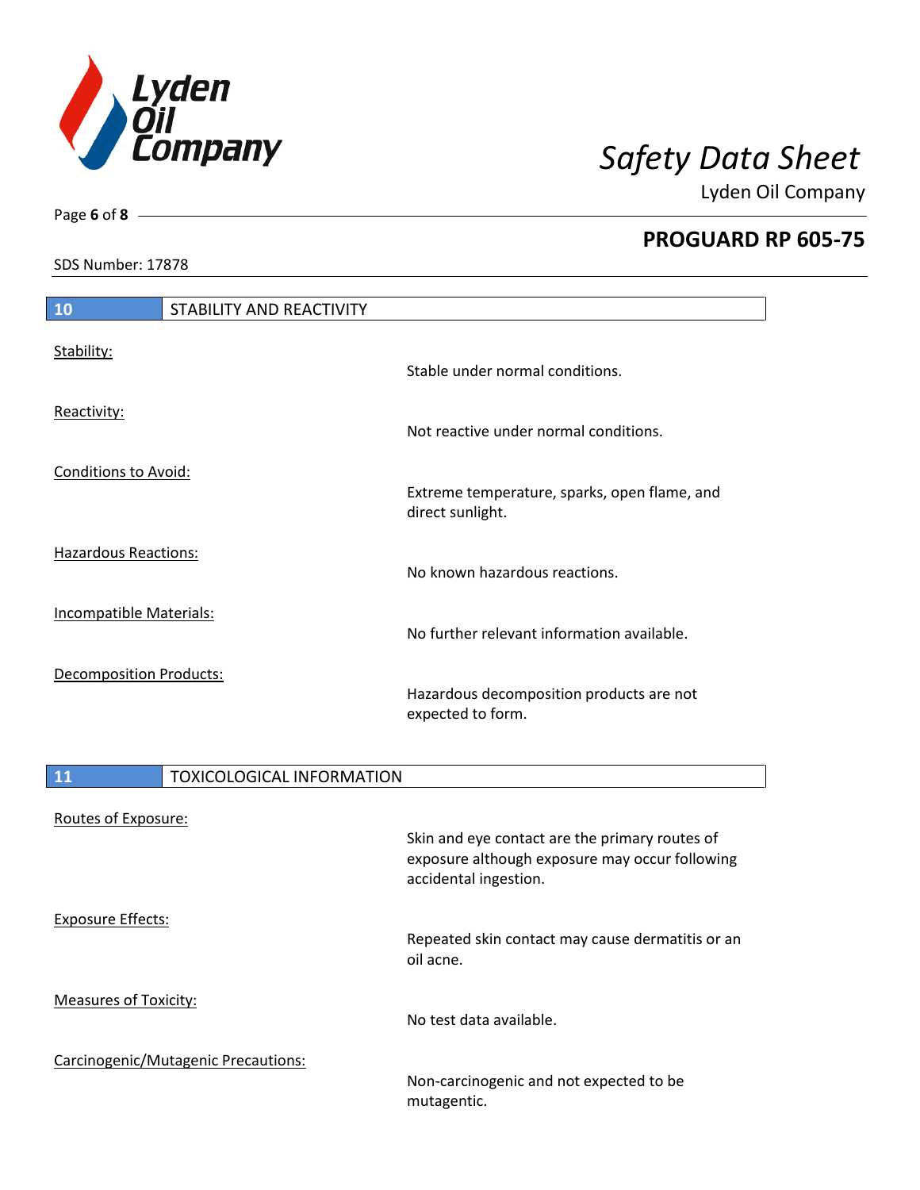## 10 STABILITY AND REACTIVITY

| | |
|---|---|
| Stability: | Stable under normal conditions. |
| Reactivity: | Not reactive under normal conditions. |
| Conditions to Avoid: | Extreme temperature, sparks, open flame, and direct sunlight. |
| Hazardous Reactions: | No known hazardous reactions. |
| Incompatible Materials: | No further relevant information available. |
| Decomposition Products: | Hazardous decomposition products are not expected to form. |

## 11 TOXICOLOGICAL INFORMATION

| | |
|---|---|
| Routes of Exposure: | Skin and eye contact are the primary routes of exposure although exposure may occur following accidental ingestion. |
| Exposure Effects: | Repeated skin contact may cause dermatitis or an oil acne. |
| Measures of Toxicity: | No test data available. |
| Carcinogenic/Mutagenic Precautions: | Non-carcinogenic and not expected to be mutagentic. |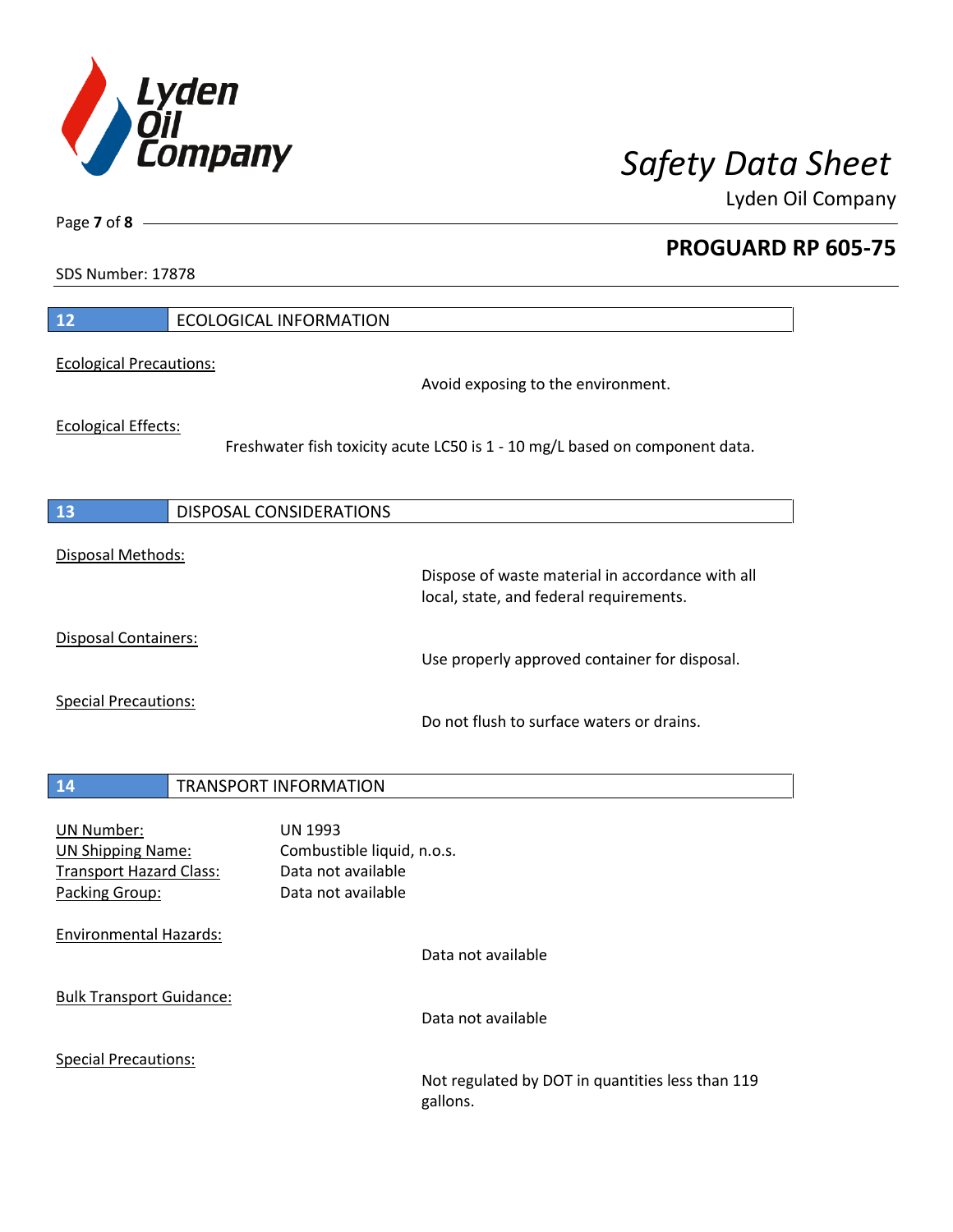## 12 ECOLOGICAL INFORMATION

Ecological Precautions:

Avoid exposing to the environment.

Ecological Effects:

Freshwater fish toxicity acute LC50 is 1 - 10 mg/L based on component data.

## 13 DISPOSAL CONSIDERATIONS

Disposal Methods:

Dispose of waste material in accordance with all local, state, and federal requirements.

Disposal Containers:

Use properly approved container for disposal.

Special Precautions:

Do not flush to surface waters or drains.

## 14 TRANSPORT INFORMATION

| | |
|---|---|
| UN Number: | UN 1993 |
| UN Shipping Name: | Combustible liquid, n.o.s. |
| Transport Hazard Class: | Data not available |
| Packing Group: | Data not available |

Environmental Hazards:

Data not available

Bulk Transport Guidance:

Data not available

Special Precautions:

Not regulated by DOT in quantities less than 119 gallons.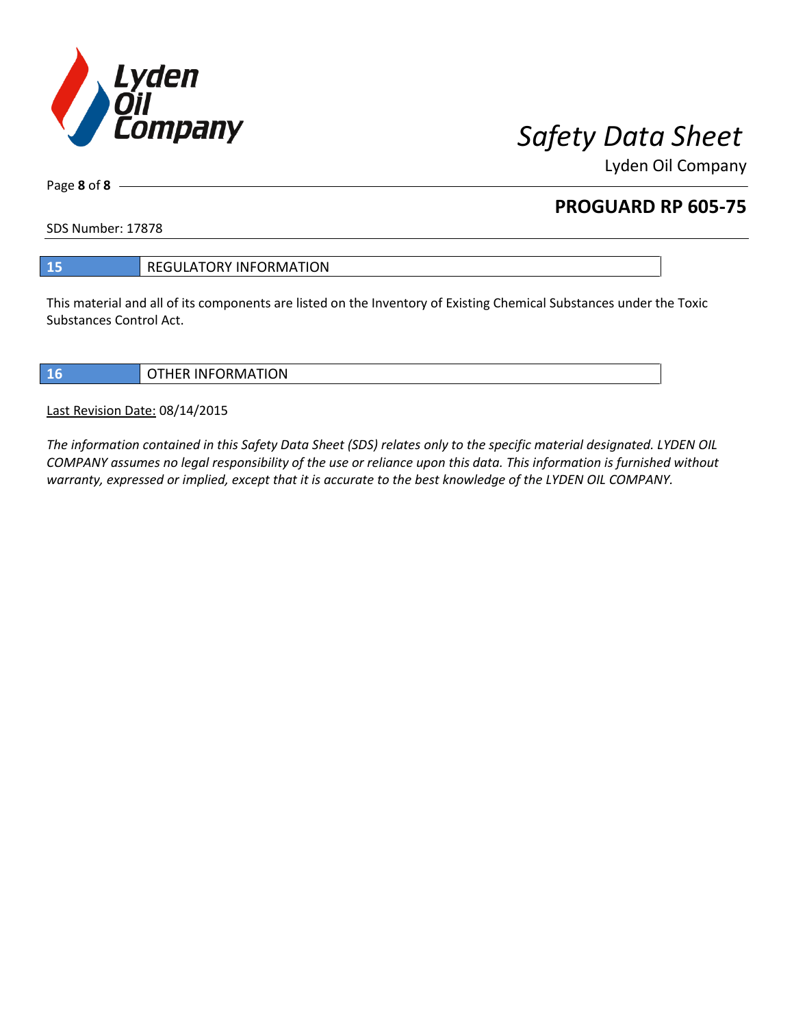## 15 REGULATORY INFORMATION

This material and all of its components are listed on the Inventory of Existing Chemical Substances under the Toxic Substances Control Act.

## 16 OTHER INFORMATION

Last Revision Date: 08/14/2015

*The information contained in this Safety Data Sheet (SDS) relates only to the specific material designated. LYDEN OIL COMPANY assumes no legal responsibility of the use or reliance upon this data. This information is furnished without warranty, expressed or implied, except that it is accurate to the best knowledge of the LYDEN OIL COMPANY.*